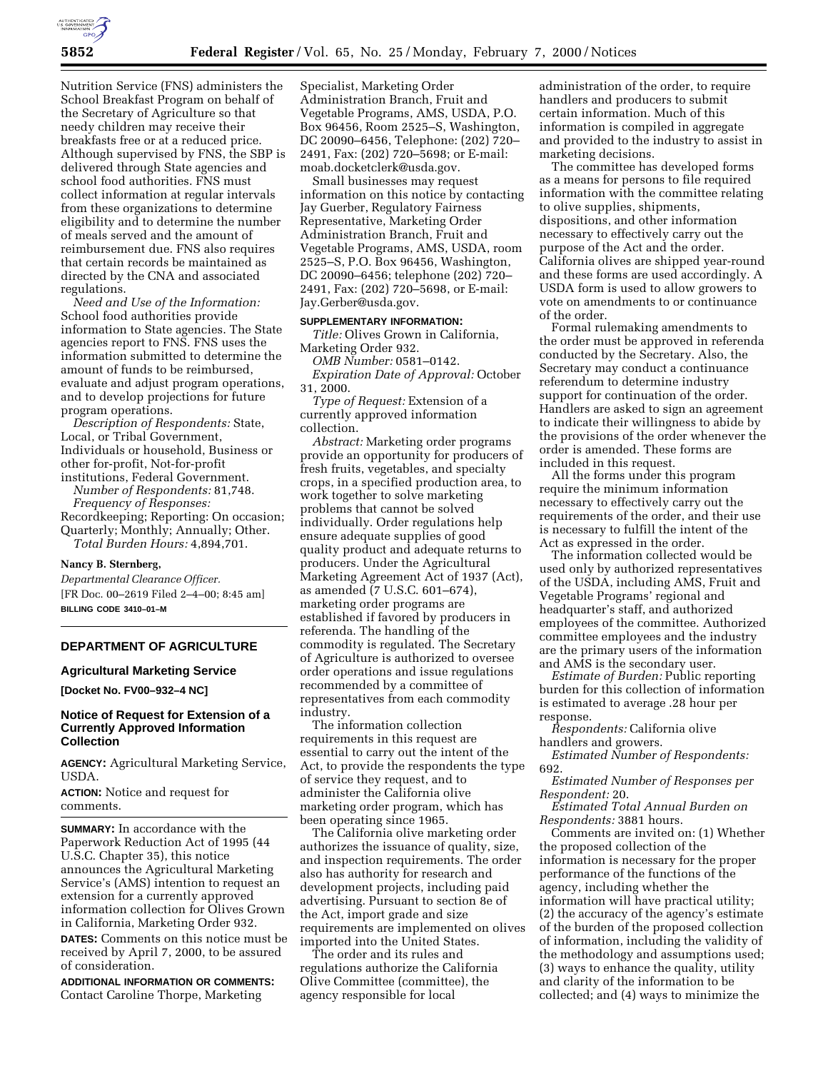Nutrition Service (FNS) administers the School Breakfast Program on behalf of the Secretary of Agriculture so that needy children may receive their breakfasts free or at a reduced price. Although supervised by FNS, the SBP is delivered through State agencies and school food authorities. FNS must collect information at regular intervals from these organizations to determine eligibility and to determine the number of meals served and the amount of reimbursement due. FNS also requires that certain records be maintained as directed by the CNA and associated regulations.

*Need and Use of the Information:* School food authorities provide information to State agencies. The State agencies report to FNS. FNS uses the information submitted to determine the amount of funds to be reimbursed, evaluate and adjust program operations, and to develop projections for future program operations.

*Description of Respondents:* State, Local, or Tribal Government, Individuals or household, Business or other for-profit, Not-for-profit institutions, Federal Government.

*Number of Respondents:* 81,748.

*Frequency of Responses:* Recordkeeping; Reporting: On occasion; Quarterly; Monthly; Annually; Other.

*Total Burden Hours:* 4,894,701.

**Nancy B. Sternberg,**

*Departmental Clearance Officer.*

[FR Doc. 00–2619 Filed 2–4–00; 8:45 am]

**BILLING CODE 3410–01–M**

---

## DEPARTMENT OF AGRICULTURE

### Agricultural Marketing Service

**[Docket No. FV00–932–4 NC]**

### Notice of Request for Extension of a Currently Approved Information Collection

**AGENCY:** Agricultural Marketing Service, USDA.

**ACTION:** Notice and request for comments.

**SUMMARY:** In accordance with the Paperwork Reduction Act of 1995 (44 U.S.C. Chapter 35), this notice announces the Agricultural Marketing Service's (AMS) intention to request an extension for a currently approved information collection for Olives Grown in California, Marketing Order 932.

**DATES:** Comments on this notice must be received by April 7, 2000, to be assured of consideration.

**ADDITIONAL INFORMATION OR COMMENTS:** Contact Caroline Thorpe, Marketing Specialist, Marketing Order Administration Branch, Fruit and Vegetable Programs, AMS, USDA, P.O. Box 96456, Room 2525–S, Washington, DC 20090–6456, Telephone: (202) 720–2491, Fax: (202) 720–5698; or E-mail: moab.docketclerk@usda.gov.

Small businesses may request information on this notice by contacting Jay Guerber, Regulatory Fairness Representative, Marketing Order Administration Branch, Fruit and Vegetable Programs, AMS, USDA, room 2525–S, P.O. Box 96456, Washington, DC 20090–6456; telephone (202) 720–2491, Fax: (202) 720–5698, or E-mail: Jay.Gerber@usda.gov.

**SUPPLEMENTARY INFORMATION:**

*Title:* Olives Grown in California, Marketing Order 932.

*OMB Number:* 0581–0142.

*Expiration Date of Approval:* October 31, 2000.

*Type of Request:* Extension of a currently approved information collection.

*Abstract:* Marketing order programs provide an opportunity for producers of fresh fruits, vegetables, and specialty crops, in a specified production area, to work together to solve marketing problems that cannot be solved individually. Order regulations help ensure adequate supplies of good quality product and adequate returns to producers. Under the Agricultural Marketing Agreement Act of 1937 (Act), as amended (7 U.S.C. 601–674), marketing order programs are established if favored by producers in referenda. The handling of the commodity is regulated. The Secretary of Agriculture is authorized to oversee order operations and issue regulations recommended by a committee of representatives from each commodity industry.

The information collection requirements in this request are essential to carry out the intent of the Act, to provide the respondents the type of service they request, and to administer the California olive marketing order program, which has been operating since 1965.

The California olive marketing order authorizes the issuance of quality, size, and inspection requirements. The order also has authority for research and development projects, including paid advertising. Pursuant to section 8e of the Act, import grade and size requirements are implemented on olives imported into the United States.

The order and its rules and regulations authorize the California Olive Committee (committee), the agency responsible for local administration of the order, to require handlers and producers to submit certain information. Much of this information is compiled in aggregate and provided to the industry to assist in marketing decisions.

The committee has developed forms as a means for persons to file required information with the committee relating to olive supplies, shipments, dispositions, and other information necessary to effectively carry out the purpose of the Act and the order. California olives are shipped year-round and these forms are used accordingly. A USDA form is used to allow growers to vote on amendments to or continuance of the order.

Formal rulemaking amendments to the order must be approved in referenda conducted by the Secretary. Also, the Secretary may conduct a continuance referendum to determine industry support for continuation of the order. Handlers are asked to sign an agreement to indicate their willingness to abide by the provisions of the order whenever the order is amended. These forms are included in this request.

All the forms under this program require the minimum information necessary to effectively carry out the requirements of the order, and their use is necessary to fulfill the intent of the Act as expressed in the order.

The information collected would be used only by authorized representatives of the USDA, including AMS, Fruit and Vegetable Programs' regional and headquarter's staff, and authorized employees of the committee. Authorized committee employees and the industry are the primary users of the information and AMS is the secondary user.

*Estimate of Burden:* Public reporting burden for this collection of information is estimated to average .28 hour per response.

*Respondents:* California olive handlers and growers.

*Estimated Number of Respondents:* 692.

*Estimated Number of Responses per Respondent:* 20.

*Estimated Total Annual Burden on Respondents:* 3881 hours.

Comments are invited on: (1) Whether the proposed collection of the information is necessary for the proper performance of the functions of the agency, including whether the information will have practical utility; (2) the accuracy of the agency's estimate of the burden of the proposed collection of information, including the validity of the methodology and assumptions used; (3) ways to enhance the quality, utility and clarity of the information to be collected; and (4) ways to minimize the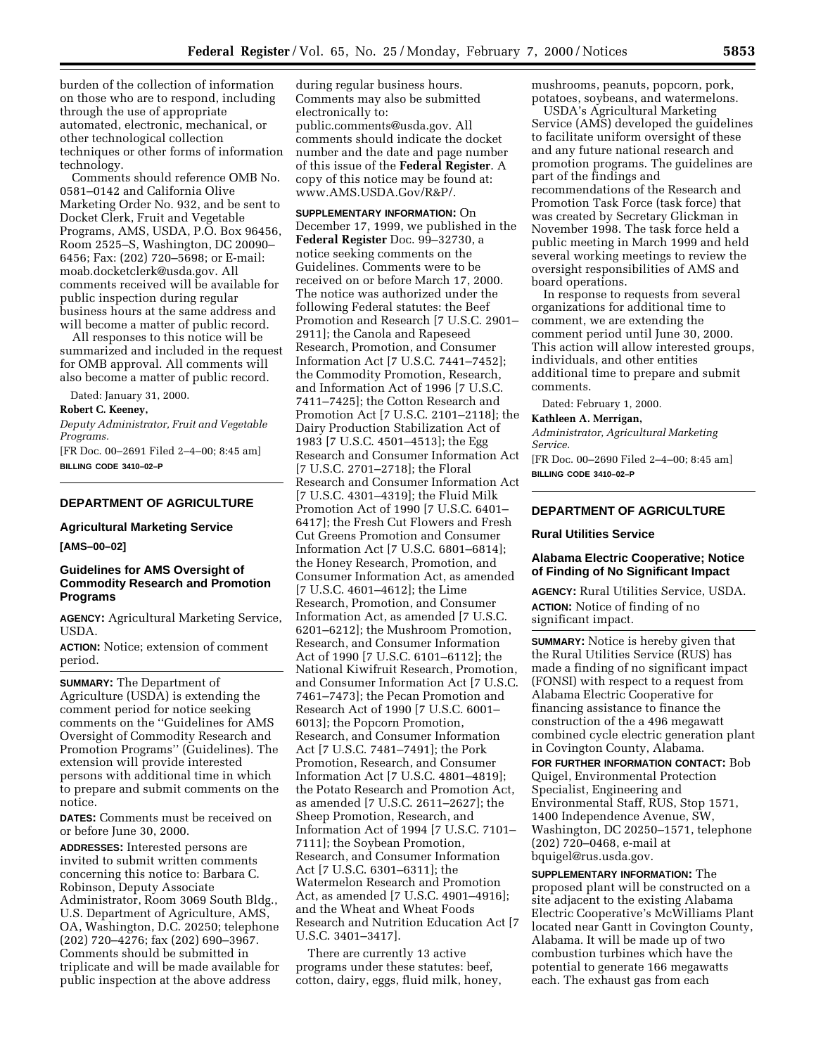burden of the collection of information on those who are to respond, including through the use of appropriate automated, electronic, mechanical, or other technological collection techniques or other forms of information technology.

Comments should reference OMB No. 0581–0142 and California Olive Marketing Order No. 932, and be sent to Docket Clerk, Fruit and Vegetable Programs, AMS, USDA, P.O. Box 96456, Room 2525–S, Washington, DC 20090–6456; Fax: (202) 720–5698; or E-mail: moab.docketclerk@usda.gov. All comments received will be available for public inspection during regular business hours at the same address and will become a matter of public record.

All responses to this notice will be summarized and included in the request for OMB approval. All comments will also become a matter of public record.

Dated: January 31, 2000.

**Robert C. Keeney,**

*Deputy Administrator, Fruit and Vegetable Programs.*

[FR Doc. 00–2691 Filed 2–4–00; 8:45 am]

**BILLING CODE 3410–02–P**

## DEPARTMENT OF AGRICULTURE

### Agricultural Marketing Service

**[AMS–00–02]**

### Guidelines for AMS Oversight of Commodity Research and Promotion Programs

**AGENCY:** Agricultural Marketing Service, USDA.

**ACTION:** Notice; extension of comment period.

**SUMMARY:** The Department of Agriculture (USDA) is extending the comment period for notice seeking comments on the ''Guidelines for AMS Oversight of Commodity Research and Promotion Programs'' (Guidelines). The extension will provide interested persons with additional time in which to prepare and submit comments on the notice.

**DATES:** Comments must be received on or before June 30, 2000.

**ADDRESSES:** Interested persons are invited to submit written comments concerning this notice to: Barbara C. Robinson, Deputy Associate Administrator, Room 3069 South Bldg., U.S. Department of Agriculture, AMS, OA, Washington, D.C. 20250; telephone (202) 720–4276; fax (202) 690–3967. Comments should be submitted in triplicate and will be made available for public inspection at the above address during regular business hours. Comments may also be submitted electronically to: public.comments@usda.gov. All comments should indicate the docket number and the date and page number of this issue of the **Federal Register**. A copy of this notice may be found at: www.AMS.USDA.Gov/R&P/.

**SUPPLEMENTARY INFORMATION:** On December 17, 1999, we published in the **Federal Register** Doc. 99–32730, a notice seeking comments on the Guidelines. Comments were to be received on or before March 17, 2000. The notice was authorized under the following Federal statutes: the Beef Promotion and Research [7 U.S.C. 2901–2911]; the Canola and Rapeseed Research, Promotion, and Consumer Information Act [7 U.S.C. 7441–7452]; the Commodity Promotion, Research, and Information Act of 1996 [7 U.S.C. 7411–7425]; the Cotton Research and Promotion Act [7 U.S.C. 2101–2118]; the Dairy Production Stabilization Act of 1983 [7 U.S.C. 4501–4513]; the Egg Research and Consumer Information Act [7 U.S.C. 2701–2718]; the Floral Research and Consumer Information Act [7 U.S.C. 4301–4319]; the Fluid Milk Promotion Act of 1990 [7 U.S.C. 6401–6417]; the Fresh Cut Flowers and Fresh Cut Greens Promotion and Consumer Information Act [7 U.S.C. 6801–6814]; the Honey Research, Promotion, and Consumer Information Act, as amended [7 U.S.C. 4601–4612]; the Lime Research, Promotion, and Consumer Information Act, as amended [7 U.S.C. 6201–6212]; the Mushroom Promotion, Research, and Consumer Information Act of 1990 [7 U.S.C. 6101–6112]; the National Kiwifruit Research, Promotion, and Consumer Information Act [7 U.S.C. 7461–7473]; the Pecan Promotion and Research Act of 1990 [7 U.S.C. 6001–6013]; the Popcorn Promotion, Research, and Consumer Information Act [7 U.S.C. 7481–7491]; the Pork Promotion, Research, and Consumer Information Act [7 U.S.C. 4801–4819]; the Potato Research and Promotion Act, as amended [7 U.S.C. 2611–2627]; the Sheep Promotion, Research, and Information Act of 1994 [7 U.S.C. 7101–7111]; the Soybean Promotion, Research, and Consumer Information Act [7 U.S.C. 6301–6311]; the Watermelon Research and Promotion Act, as amended [7 U.S.C. 4901–4916]; and the Wheat and Wheat Foods Research and Nutrition Education Act [7 U.S.C. 3401–3417].

There are currently 13 active programs under these statutes: beef, cotton, dairy, eggs, fluid milk, honey, mushrooms, peanuts, popcorn, pork, potatoes, soybeans, and watermelons.

USDA's Agricultural Marketing Service (AMS) developed the guidelines to facilitate uniform oversight of these and any future national research and promotion programs. The guidelines are part of the findings and recommendations of the Research and Promotion Task Force (task force) that was created by Secretary Glickman in November 1998. The task force held a public meeting in March 1999 and held several working meetings to review the oversight responsibilities of AMS and board operations.

In response to requests from several organizations for additional time to comment, we are extending the comment period until June 30, 2000. This action will allow interested groups, individuals, and other entities additional time to prepare and submit comments.

Dated: February 1, 2000.

**Kathleen A. Merrigan,**

*Administrator, Agricultural Marketing Service.*

[FR Doc. 00–2690 Filed 2–4–00; 8:45 am]

**BILLING CODE 3410–02–P**

## DEPARTMENT OF AGRICULTURE

### Rural Utilities Service

### Alabama Electric Cooperative; Notice of Finding of No Significant Impact

**AGENCY:** Rural Utilities Service, USDA.

**ACTION:** Notice of finding of no significant impact.

**SUMMARY:** Notice is hereby given that the Rural Utilities Service (RUS) has made a finding of no significant impact (FONSI) with respect to a request from Alabama Electric Cooperative for financing assistance to finance the construction of the a 496 megawatt combined cycle electric generation plant in Covington County, Alabama.

**FOR FURTHER INFORMATION CONTACT:** Bob Quigel, Environmental Protection Specialist, Engineering and Environmental Staff, RUS, Stop 1571, 1400 Independence Avenue, SW, Washington, DC 20250–1571, telephone (202) 720–0468, e-mail at bquigel@rus.usda.gov.

**SUPPLEMENTARY INFORMATION:** The proposed plant will be constructed on a site adjacent to the existing Alabama Electric Cooperative's McWilliams Plant located near Gantt in Covington County, Alabama. It will be made up of two combustion turbines which have the potential to generate 166 megawatts each. The exhaust gas from each